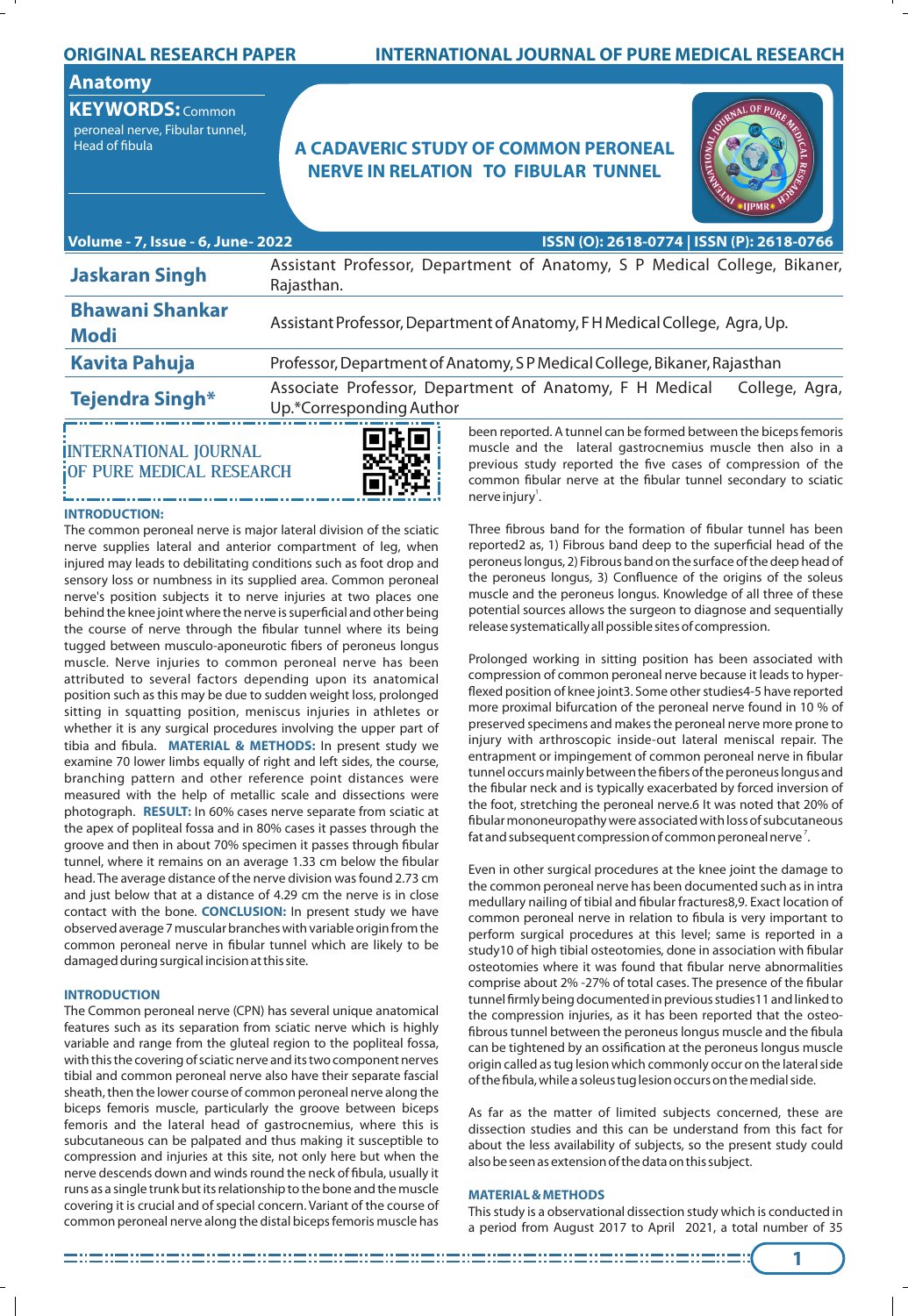ORIGINAL RESEARCH PAPER

INTERNATIONAL JOURNAL OF PURE MEDICAL RESEARCH

**Anatomy**

**KEYWORDS:** Common peroneal nerve, Fibular tunnel, Head of fibula

# A CADAVERIC STUDY OF COMMON PERONEAL NERVE IN RELATION TO FIBULAR TUNNEL

Volume - 7, Issue - 6, June- 2022

ISSN (O): 2618-0774 | ISSN (P): 2618-0766

| | |
|---|---|
| **Jaskaran Singh** | Assistant Professor, Department of Anatomy, S P Medical College, Bikaner, Rajasthan. |
| **Bhawani Shankar Modi** | Assistant Professor, Department of Anatomy, F H Medical College, Agra, Up. |
| **Kavita Pahuja** | Professor, Department of Anatomy, S P Medical College, Bikaner, Rajasthan |
| **Tejendra Singh*** | Associate Professor, Department of Anatomy, F H Medical College, Agra, Up.*Corresponding Author |

INTERNATIONAL JOURNAL OF PURE MEDICAL RESEARCH

**INTRODUCTION:**

The common peroneal nerve is major lateral division of the sciatic nerve supplies lateral and anterior compartment of leg, when injured may leads to debilitating conditions such as foot drop and sensory loss or numbness in its supplied area. Common peroneal nerve's position subjects it to nerve injuries at two places one behind the knee joint where the nerve is superficial and other being the course of nerve through the fibular tunnel where its being tugged between musculo-aponeurotic fibers of peroneus longus muscle. Nerve injuries to common peroneal nerve has been attributed to several factors depending upon its anatomical position such as this may be due to sudden weight loss, prolonged sitting in squatting position, meniscus injuries in athletes or whether it is any surgical procedures involving the upper part of tibia and fibula. **MATERIAL & METHODS:** In present study we examine 70 lower limbs equally of right and left sides, the course, branching pattern and other reference point distances were measured with the help of metallic scale and dissections were photograph. **RESULT:** In 60% cases nerve separate from sciatic at the apex of popliteal fossa and in 80% cases it passes through the groove and then in about 70% specimen it passes through fibular tunnel, where it remains on an average 1.33 cm below the fibular head. The average distance of the nerve division was found 2.73 cm and just below that at a distance of 4.29 cm the nerve is in close contact with the bone. **CONCLUSION:** In present study we have observed average 7 muscular branches with variable origin from the common peroneal nerve in fibular tunnel which are likely to be damaged during surgical incision at this site.

## INTRODUCTION

The Common peroneal nerve (CPN) has several unique anatomical features such as its separation from sciatic nerve which is highly variable and range from the gluteal region to the popliteal fossa, with this the covering of sciatic nerve and its two component nerves tibial and common peroneal nerve also have their separate fascial sheath, then the lower course of common peroneal nerve along the biceps femoris muscle, particularly the groove between biceps femoris and the lateral head of gastrocnemius, where this is subcutaneous can be palpated and thus making it susceptible to compression and injuries at this site, not only here but when the nerve descends down and winds round the neck of fibula, usually it runs as a single trunk but its relationship to the bone and the muscle covering it is crucial and of special concern. Variant of the course of common peroneal nerve along the distal biceps femoris muscle has been reported. A tunnel can be formed between the biceps femoris muscle and the lateral gastrocnemius muscle then also in a previous study reported the five cases of compression of the common fibular nerve at the fibular tunnel secondary to sciatic nerve injury[1].

Three fibrous band for the formation of fibular tunnel has been reported2 as, 1) Fibrous band deep to the superficial head of the peroneus longus, 2) Fibrous band on the surface of the deep head of the peroneus longus, 3) Confluence of the origins of the soleus muscle and the peroneus longus. Knowledge of all three of these potential sources allows the surgeon to diagnose and sequentially release systematically all possible sites of compression.

Prolonged working in sitting position has been associated with compression of common peroneal nerve because it leads to hyper-flexed position of knee joint3. Some other studies4-5 have reported more proximal bifurcation of the peroneal nerve found in 10 % of preserved specimens and makes the peroneal nerve more prone to injury with arthroscopic inside-out lateral meniscal repair. The entrapment or impingement of common peroneal nerve in fibular tunnel occurs mainly between the fibers of the peroneus longus and the fibular neck and is typically exacerbated by forced inversion of the foot, stretching the peroneal nerve.6 It was noted that 20% of fibular mononeuropathy were associated with loss of subcutaneous fat and subsequent compression of common peroneal nerve[7].

Even in other surgical procedures at the knee joint the damage to the common peroneal nerve has been documented such as in intra medullary nailing of tibial and fibular fractures8,9. Exact location of common peroneal nerve in relation to fibula is very important to perform surgical procedures at this level; same is reported in a study10 of high tibial osteotomies, done in association with fibular osteotomies where it was found that fibular nerve abnormalities comprise about 2% -27% of total cases. The presence of the fibular tunnel firmly being documented in previous studies11 and linked to the compression injuries, as it has been reported that the osteo-fibrous tunnel between the peroneus longus muscle and the fibula can be tightened by an ossification at the peroneus longus muscle origin called as tug lesion which commonly occur on the lateral side of the fibula, while a soleus tug lesion occurs on the medial side.

As far as the matter of limited subjects concerned, these are dissection studies and this can be understand from this fact for about the less availability of subjects, so the present study could also be seen as extension of the data on this subject.

## MATERIAL & METHODS

This study is a observational dissection study which is conducted in a period from August 2017 to April 2021, a total number of 35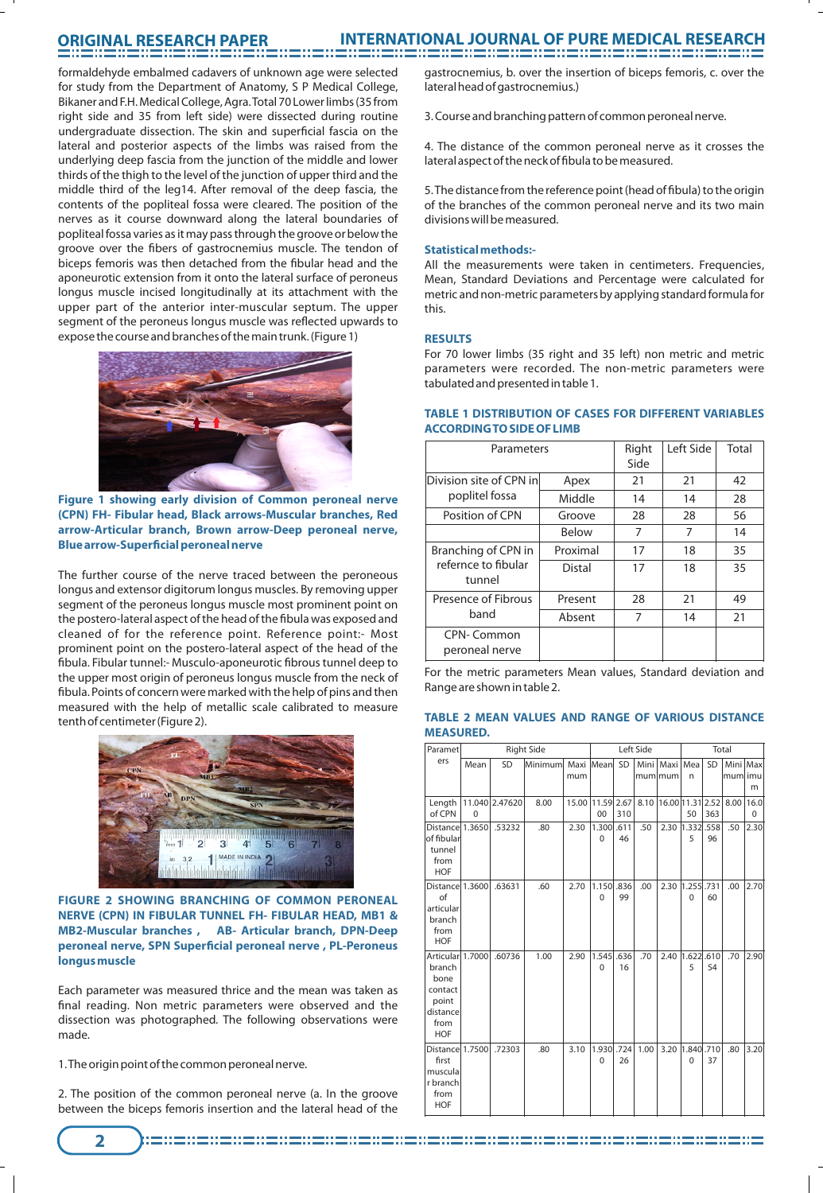formaldehyde embalmed cadavers of unknown age were selected for study from the Department of Anatomy, S P Medical College, Bikaner and F.H. Medical College, Agra. Total 70 Lower limbs (35 from right side and 35 from left side) were dissected during routine undergraduate dissection. The skin and superficial fascia on the lateral and posterior aspects of the limbs was raised from the underlying deep fascia from the junction of the middle and lower thirds of the thigh to the level of the junction of upper third and the middle third of the leg14. After removal of the deep fascia, the contents of the popliteal fossa were cleared. The position of the nerves as it course downward along the lateral boundaries of popliteal fossa varies as it may pass through the groove or below the groove over the fibers of gastrocnemius muscle. The tendon of biceps femoris was then detached from the fibular head and the aponeurotic extension from it onto the lateral surface of peroneus longus muscle incised longitudinally at its attachment with the upper part of the anterior inter-muscular septum. The upper segment of the peroneus longus muscle was reflected upwards to expose the course and branches of the main trunk. (Figure 1)

**Figure 1 showing early division of Common peroneal nerve (CPN) FH- Fibular head, Black arrows-Muscular branches, Red arrow-Articular branch, Brown arrow-Deep peroneal nerve, Blue arrow-Superficial peroneal nerve**

The further course of the nerve traced between the peroneous longus and extensor digitorum longus muscles. By removing upper segment of the peroneus longus muscle most prominent point on the postero-lateral aspect of the head of the fibula was exposed and cleaned of for the reference point. Reference point:- Most prominent point on the postero-lateral aspect of the head of the fibula. Fibular tunnel:- Musculo-aponeurotic fibrous tunnel deep to the upper most origin of peroneus longus muscle from the neck of fibula. Points of concern were marked with the help of pins and then measured with the help of metallic scale calibrated to measure tenth of centimeter (Figure 2).

**FIGURE 2 SHOWING BRANCHING OF COMMON PERONEAL NERVE (CPN) IN FIBULAR TUNNEL FH- FIBULAR HEAD, MB1 & MB2-Muscular branches , AB- Articular branch, DPN-Deep peroneal nerve, SPN Superficial peroneal nerve , PL-Peroneus longus muscle**

Each parameter was measured thrice and the mean was taken as final reading. Non metric parameters were observed and the dissection was photographed. The following observations were made.

1. The origin point of the common peroneal nerve.

2. The position of the common peroneal nerve (a. In the groove between the biceps femoris insertion and the lateral head of the gastrocnemius, b. over the insertion of biceps femoris, c. over the lateral head of gastrocnemius.)

3. Course and branching pattern of common peroneal nerve.

4. The distance of the common peroneal nerve as it crosses the lateral aspect of the neck of fibula to be measured.

5. The distance from the reference point (head of fibula) to the origin of the branches of the common peroneal nerve and its two main divisions will be measured.

### Statistical methods:-

All the measurements were taken in centimeters. Frequencies, Mean, Standard Deviations and Percentage were calculated for metric and non-metric parameters by applying standard formula for this.

## RESULTS

For 70 lower limbs (35 right and 35 left) non metric and metric parameters were recorded. The non-metric parameters were tabulated and presented in table 1.

**TABLE 1 DISTRIBUTION OF CASES FOR DIFFERENT VARIABLES ACCORDING TO SIDE OF LIMB**

| Parameters | | Right Side | Left Side | Total |
|---|---|---|---|---|
| Division site of CPN in poplitel fossa | Apex | 21 | 21 | 42 |
| | Middle | 14 | 14 | 28 |
| Position of CPN | Groove | 28 | 28 | 56 |
| | Below | 7 | 7 | 14 |
| Branching of CPN in refernce to fibular tunnel | Proximal | 17 | 18 | 35 |
| | Distal | 17 | 18 | 35 |
| Presence of Fibrous band | Present | 28 | 21 | 49 |
| | Absent | 7 | 14 | 21 |
| CPN- Common peroneal nerve | | | | |

For the metric parameters Mean values, Standard deviation and Range are shown in table 2.

**TABLE 2 MEAN VALUES AND RANGE OF VARIOUS DISTANCE MEASURED.**

| Parameters | Right Side | | | | Left Side | | | | Total | | | |
|---|---|---|---|---|---|---|---|---|---|---|---|---|
| | Mean | SD | Minimum | Maximum | Mean | SD | Minimum | Maximum | Mean | SD | Minimum | Maximum |
| Length of CPN | 11.0400 | 2.47620 | 8.00 | 15.00 | 11.5900 | 2.67310 | 8.10 | 16.00 | 11.3150 | 2.52363 | 8.00 | 16.00 |
| Distance of fibular tunnel from HOF | 1.3650 | .53232 | .80 | 2.30 | 1.3000 | .61146 | .50 | 2.30 | 1.3325 | .55896 | .50 | 2.30 |
| Distance of articular branch from HOF | 1.3600 | .63631 | .60 | 2.70 | 1.1500 | .83699 | .00 | 2.30 | 1.2550 | .73160 | .00 | 2.70 |
| Articular branch bone contact point distance from HOF | 1.7000 | .60736 | 1.00 | 2.90 | 1.5450 | .63616 | .70 | 2.40 | 1.6225 | .61054 | .70 | 2.90 |
| Distance first muscular branch from HOF | 1.7500 | .72303 | .80 | 3.10 | 1.9300 | .72426 | 1.00 | 3.20 | 1.8400 | .71037 | .80 | 3.20 |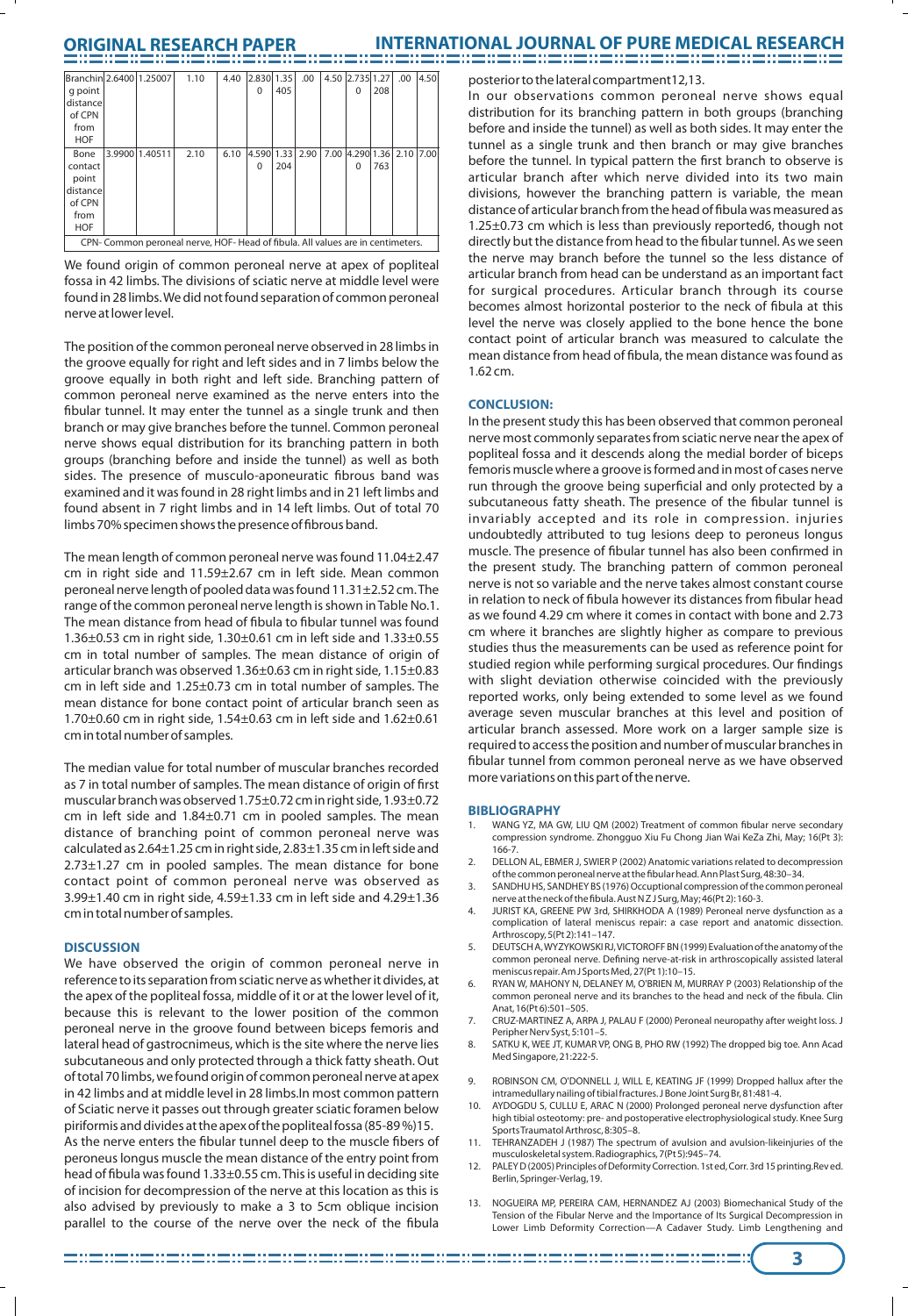| Branching point distance of CPN from HOF | 2.6400 | 1.25007 | 1.10 | 4.40 | 2.8300 | 1.35405 | .00 | 4.50 | 2.7350 | 1.27208 | .00 | 4.50 |
|---|---|---|---|---|---|---|---|---|---|---|---|---|
| Bone contact point distance of CPN from HOF | 3.9900 | 1.40511 | 2.10 | 6.10 | 4.5900 | 1.33204 | 2.90 | 7.00 | 4.2900 | 1.36763 | 2.10 | 7.00 |

CPN- Common peroneal nerve, HOF- Head of fibula. All values are in centimeters.

We found origin of common peroneal nerve at apex of popliteal fossa in 42 limbs. The divisions of sciatic nerve at middle level were found in 28 limbs. We did not found separation of common peroneal nerve at lower level.

The position of the common peroneal nerve observed in 28 limbs in the groove equally for right and left sides and in 7 limbs below the groove equally in both right and left side. Branching pattern of common peroneal nerve examined as the nerve enters into the fibular tunnel. It may enter the tunnel as a single trunk and then branch or may give branches before the tunnel. Common peroneal nerve shows equal distribution for its branching pattern in both groups (branching before and inside the tunnel) as well as both sides. The presence of musculo-aponeuratic fibrous band was examined and it was found in 28 right limbs and in 21 left limbs and found absent in 7 right limbs and in 14 left limbs. Out of total 70 limbs 70% specimen shows the presence of fibrous band.

The mean length of common peroneal nerve was found 11.04±2.47 cm in right side and 11.59±2.67 cm in left side. Mean common peroneal nerve length of pooled data was found 11.31±2.52 cm. The range of the common peroneal nerve length is shown in Table No.1. The mean distance from head of fibula to fibular tunnel was found 1.36±0.53 cm in right side, 1.30±0.61 cm in left side and 1.33±0.55 cm in total number of samples. The mean distance of origin of articular branch was observed 1.36±0.63 cm in right side, 1.15±0.83 cm in left side and 1.25±0.73 cm in total number of samples. The mean distance for bone contact point of articular branch seen as 1.70±0.60 cm in right side, 1.54±0.63 cm in left side and 1.62±0.61 cm in total number of samples.

The median value for total number of muscular branches recorded as 7 in total number of samples. The mean distance of origin of first muscular branch was observed 1.75±0.72 cm in right side, 1.93±0.72 cm in left side and 1.84±0.71 cm in pooled samples. The mean distance of branching point of common peroneal nerve was calculated as 2.64±1.25 cm in right side, 2.83±1.35 cm in left side and 2.73±1.27 cm in pooled samples. The mean distance for bone contact point of common peroneal nerve was observed as 3.99±1.40 cm in right side, 4.59±1.33 cm in left side and 4.29±1.36 cm in total number of samples.

## DISCUSSION

We have observed the origin of common peroneal nerve in reference to its separation from sciatic nerve as whether it divides, at the apex of the popliteal fossa, middle of it or at the lower level of it, because this is relevant to the lower position of the common peroneal nerve in the groove found between biceps femoris and lateral head of gastrocnimeus, which is the site where the nerve lies subcutaneous and only protected through a thick fatty sheath. Out of total 70 limbs, we found origin of common peroneal nerve at apex in 42 limbs and at middle level in 28 limbs.In most common pattern of Sciatic nerve it passes out through greater sciatic foramen below piriformis and divides at the apex of the popliteal fossa (85-89%)15.

As the nerve enters the fibular tunnel deep to the muscle fibers of peroneus longus muscle the mean distance of the entry point from head of fibula was found 1.33±0.55 cm. This is useful in deciding site of incision for decompression of the nerve at this location as this is also advised by previously to make a 3 to 5cm oblique incision parallel to the course of the nerve over the neck of the fibula posterior to the lateral compartment12,13.

In our observations common peroneal nerve shows equal distribution for its branching pattern in both groups (branching before and inside the tunnel) as well as both sides. It may enter the tunnel as a single trunk and then branch or may give branches before the tunnel. In typical pattern the first branch to observe is articular branch after which nerve divided into its two main divisions, however the branching pattern is variable, the mean distance of articular branch from the head of fibula was measured as 1.25±0.73 cm which is less than previously reported6, though not directly but the distance from head to the fibular tunnel. As we seen the nerve may branch before the tunnel so the less distance of articular branch from head can be understand as an important fact for surgical procedures. Articular branch through its course becomes almost horizontal posterior to the neck of fibula at this level the nerve was closely applied to the bone hence the bone contact point of articular branch was measured to calculate the mean distance from head of fibula, the mean distance was found as 1.62 cm.

## CONCLUSION:

In the present study this has been observed that common peroneal nerve most commonly separates from sciatic nerve near the apex of popliteal fossa and it descends along the medial border of biceps femoris muscle where a groove is formed and in most of cases nerve run through the groove being superficial and only protected by a subcutaneous fatty sheath. The presence of the fibular tunnel is invariably accepted and its role in compression. injuries undoubtedly attributed to tug lesions deep to peroneus longus muscle. The presence of fibular tunnel has also been confirmed in the present study. The branching pattern of common peroneal nerve is not so variable and the nerve takes almost constant course in relation to neck of fibula however its distances from fibular head as we found 4.29 cm where it comes in contact with bone and 2.73 cm where it branches are slightly higher as compare to previous studies thus the measurements can be used as reference point for studied region while performing surgical procedures. Our findings with slight deviation otherwise coincided with the previously reported works, only being extended to some level as we found average seven muscular branches at this level and position of articular branch assessed. More work on a larger sample size is required to access the position and number of muscular branches in fibular tunnel from common peroneal nerve as we have observed more variations on this part of the nerve.

## BIBLIOGRAPHY

1. WANG YZ, MA GW, LIU QM (2002) Treatment of common fibular nerve secondary compression syndrome. Zhongguo Xiu Fu Chong Jian Wai KeZa Zhi, May; 16(Pt 3): 166-7.
2. DELLON AL, EBMER J, SWIER P (2002) Anatomic variations related to decompression of the common peroneal nerve at the fibular head. Ann Plast Surg, 48:30–34.
3. SANDHU HS, SANDHEY BS (1976) Occuptional compression of the common peroneal nerve at the neck of the fibula. Aust N Z J Surg, May; 46(Pt 2): 160-3.
4. JURIST KA, GREENE PW 3rd, SHIRKHODA A (1989) Peroneal nerve dysfunction as a complication of lateral meniscus repair: a case report and anatomic dissection. Arthroscopy, 5(Pt 2):141–147.
5. DEUTSCH A, WYZYKOWSKI RJ, VICTOROFF BN (1999) Evaluation of the anatomy of the common peroneal nerve. Defining nerve-at-risk in arthroscopically assisted lateral meniscus repair. Am J Sports Med, 27(Pt 1):10–15.
6. RYAN W, MAHONY N, DELANEY M, O'BRIEN M, MURRAY P (2003) Relationship of the common peroneal nerve and its branches to the head and neck of the fibula. Clin Anat, 16(Pt 6):501–505.
7. CRUZ-MARTINEZ A, ARPA J, PALAU F (2000) Peroneal neuropathy after weight loss. J Peripher Nerv Syst, 5:101–5.
8. SATKU K, WEE JT, KUMAR VP, ONG B, PHO RW (1992) The dropped big toe. Ann Acad Med Singapore, 21:222-5.
9. ROBINSON CM, O'DONNELL J, WILL E, KEATING JF (1999) Dropped hallux after the intramedullary nailing of tibial fractures. J Bone Joint Surg Br, 81:481-4.
10. AYDOGDU S, CULLU E, ARAC N (2000) Prolonged peroneal nerve dysfunction after high tibial osteotomy: pre- and postoperative electrophysiological study. Knee Surg Sports Traumatol Arthrosc, 8:305–8.
11. TEHRANZADEH J (1987) The spectrum of avulsion and avulsion-likeinjuries of the musculoskeletal system. Radiographics, 7(Pt 5):945–74.
12. PALEY D (2005) Principles of Deformity Correction. 1st ed, Corr. 3rd 15 printing.Rev ed. Berlin, Springer-Verlag, 19.
13. NOGUEIRA MP, PEREIRA CAM, HERNANDEZ AJ (2003) Biomechanical Study of the Tension of the Fibular Nerve and the Importance of Its Surgical Decompression in Lower Limb Deformity Correction—A Cadaver Study. Limb Lengthening and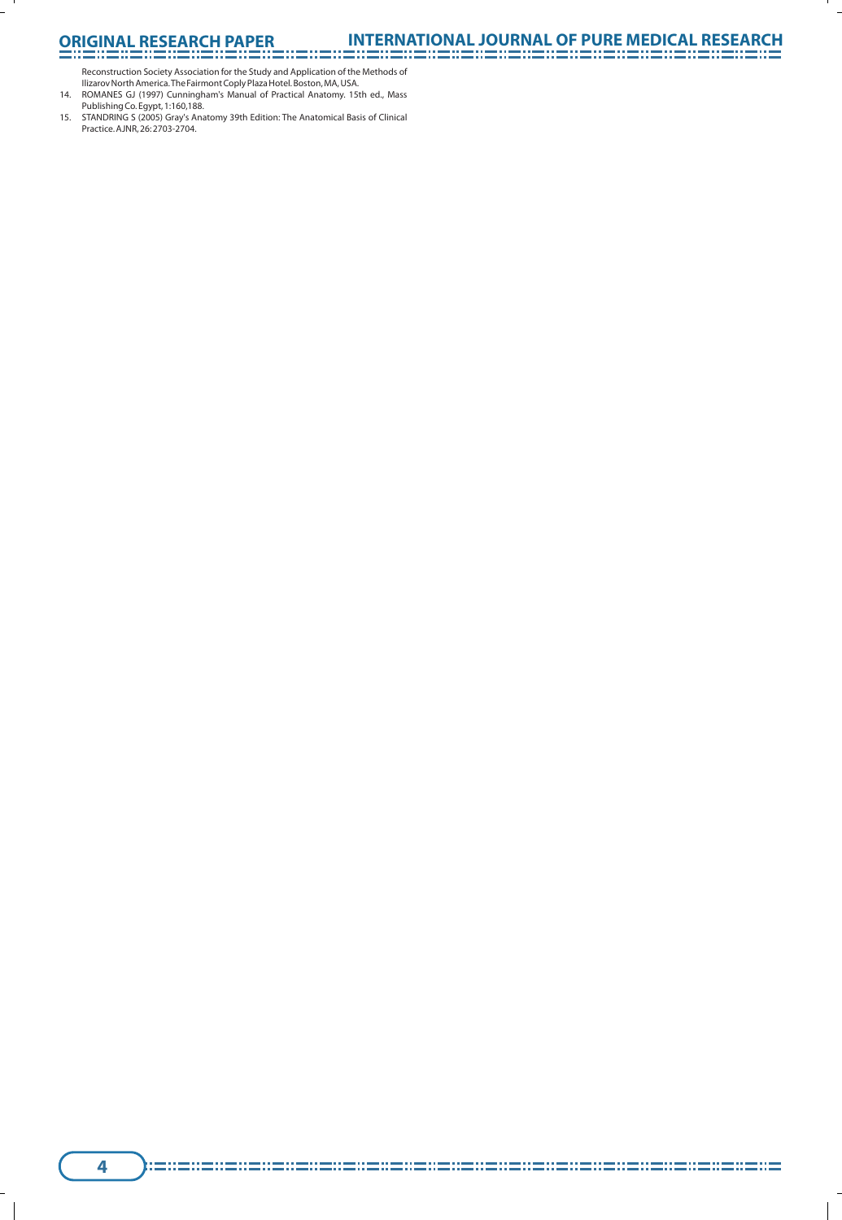Reconstruction Society Association for the Study and Application of the Methods of Ilizarov North America. The Fairmont Coply Plaza Hotel. Boston, MA, USA.

14. ROMANES GJ (1997) Cunningham's Manual of Practical Anatomy. 15th ed., Mass Publishing Co. Egypt, 1:160,188.
15. STANDRING S (2005) Gray's Anatomy 39th Edition: The Anatomical Basis of Clinical Practice. AJNR, 26: 2703-2704.